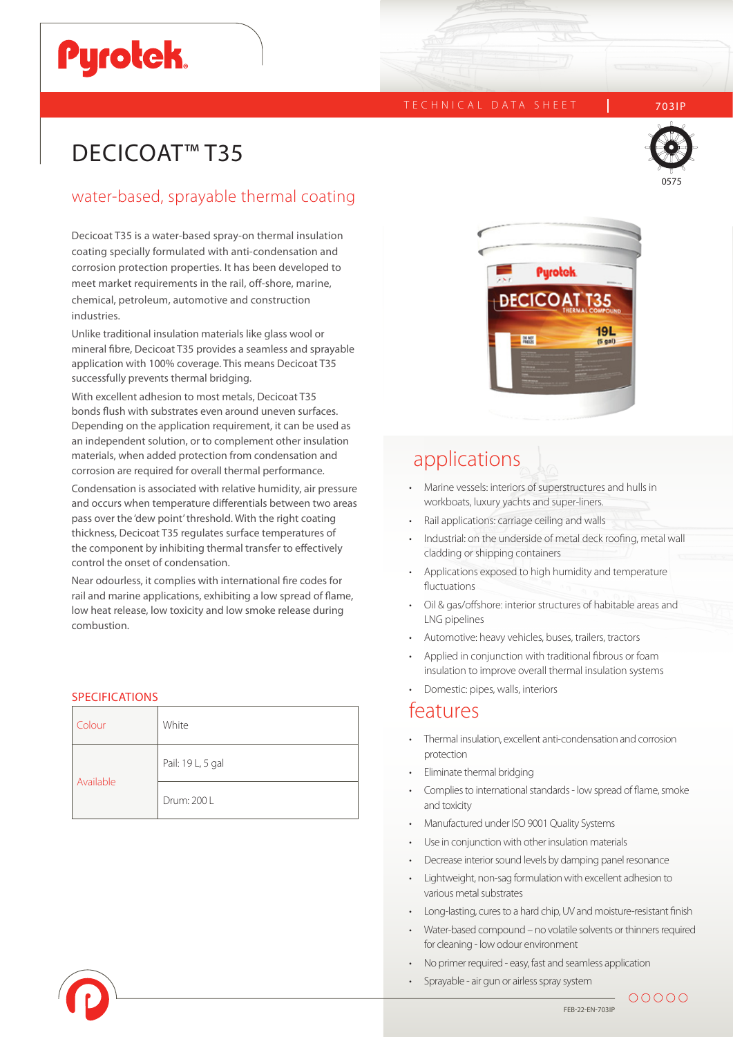TECHNICAL DATA SHEET | 703IP

# DECICOAT™ T35

## water-based, sprayable thermal coating

Decicoat T35 is a water-based spray-on thermal insulation coating specially formulated with anti-condensation and corrosion protection properties. It has been developed to meet market requirements in the rail, off-shore, marine, chemical, petroleum, automotive and construction industries.

Unlike traditional insulation materials like glass wool or mineral fibre, Decicoat T35 provides a seamless and sprayable application with 100% coverage. This means Decicoat T35 successfully prevents thermal bridging.

With excellent adhesion to most metals, Decicoat T35 bonds flush with substrates even around uneven surfaces. Depending on the application requirement, it can be used as an independent solution, or to complement other insulation materials, when added protection from condensation and corrosion are required for overall thermal performance.

Condensation is associated with relative humidity, air pressure and occurs when temperature differentials between two areas pass over the 'dew point' threshold. With the right coating thickness, Decicoat T35 regulates surface temperatures of the component by inhibiting thermal transfer to effectively control the onset of condensation.

Near odourless, it complies with international fire codes for rail and marine applications, exhibiting a low spread of flame, low heat release, low toxicity and low smoke release during combustion.

### SPECIFICATIONS

| | |
|---|---|
| Colour | White |
| Available | Pail: 19 L, 5 gal |
| | Drum: 200 L |

## applications

- Marine vessels: interiors of superstructures and hulls in workboats, luxury yachts and super-liners.
- Rail applications: carriage ceiling and walls
- Industrial: on the underside of metal deck roofing, metal wall cladding or shipping containers
- Applications exposed to high humidity and temperature fluctuations
- Oil & gas/offshore: interior structures of habitable areas and LNG pipelines
- Automotive: heavy vehicles, buses, trailers, tractors
- Applied in conjunction with traditional fibrous or foam insulation to improve overall thermal insulation systems
- Domestic: pipes, walls, interiors

## features

- Thermal insulation, excellent anti-condensation and corrosion protection
- Eliminate thermal bridging
- Complies to international standards - low spread of flame, smoke and toxicity
- Manufactured under ISO 9001 Quality Systems
- Use in conjunction with other insulation materials
- Decrease interior sound levels by damping panel resonance
- Lightweight, non-sag formulation with excellent adhesion to various metal substrates
- Long-lasting, cures to a hard chip, UV and moisture-resistant finish
- Water-based compound – no volatile solvents or thinners required for cleaning - low odour environment
- No primer required - easy, fast and seamless application
- Sprayable - air gun or airless spray system

FEB-22-EN-703IP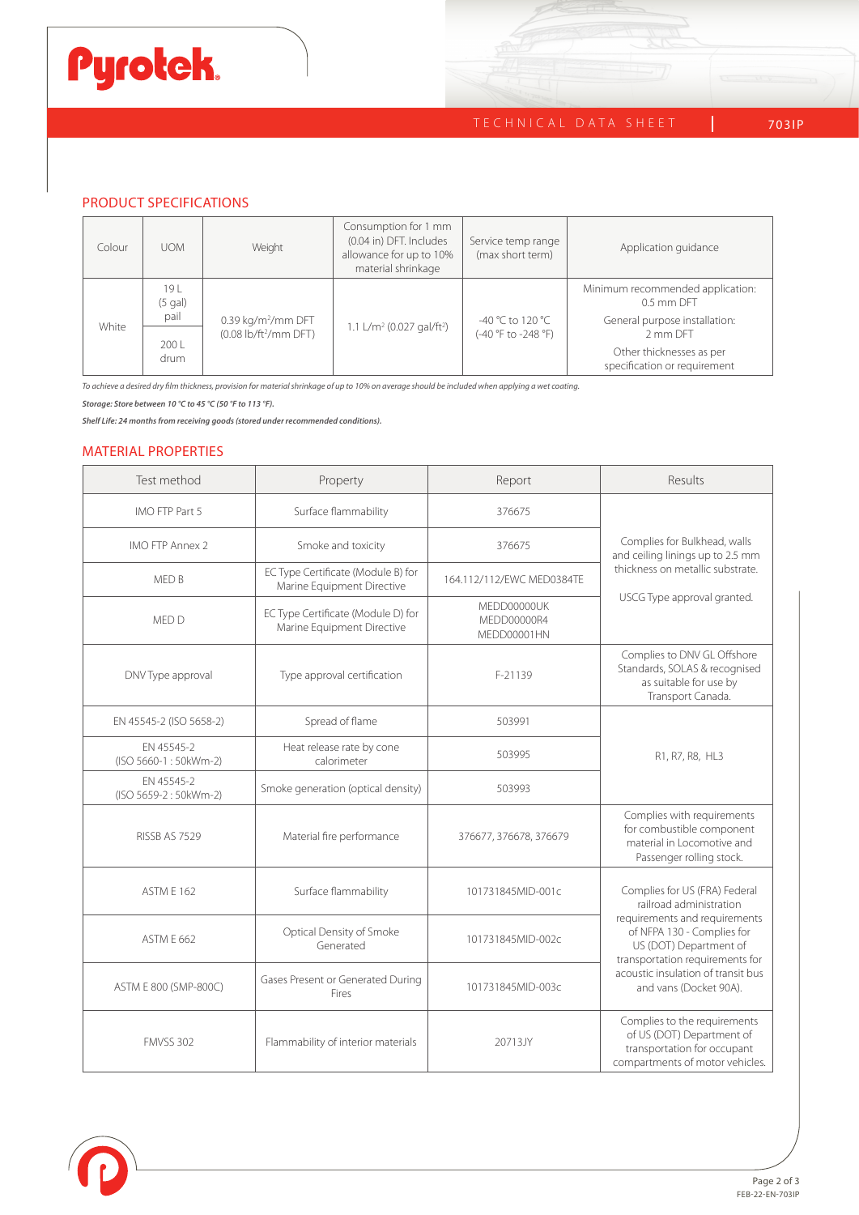## PRODUCT SPECIFICATIONS

| Colour | UOM | Weight | Consumption for 1 mm (0.04 in) DFT. Includes allowance for up to 10% material shrinkage | Service temp range (max short term) | Application guidance |
|---|---|---|---|---|---|
| White | 19 L (5 gal) pail | 0.39 kg/m²/mm DFT (0.08 lb/ft²/mm DFT) | 1.1 L/m² (0.027 gal/ft²) | -40 °C to 120 °C (-40 °F to -248 °F) | Minimum recommended application: 0.5 mm DFT<br>General purpose installation: 2 mm DFT<br>Other thicknesses as per specification or requirement |
| | 200 L drum | | | | |

*To achieve a desired dry film thickness, provision for material shrinkage of up to 10% on average should be included when applying a wet coating.*

***Storage: Store between 10 °C to 45 °C (50 °F to 113 °F).***

***Shelf Life: 24 months from receiving goods (stored under recommended conditions).***

## MATERIAL PROPERTIES

| Test method | Property | Report | Results |
|---|---|---|---|
| IMO FTP Part 5 | Surface flammability | 376675 | Complies for Bulkhead, walls and ceiling linings up to 2.5 mm thickness on metallic substrate.<br>USCG Type approval granted. |
| IMO FTP Annex 2 | Smoke and toxicity | 376675 | |
| MED B | EC Type Certificate (Module B) for Marine Equipment Directive | 164.112/112/EWC MED0384TE | |
| MED D | EC Type Certificate (Module D) for Marine Equipment Directive | MEDD00000UK MEDD00000R4 MEDD00001HN | |
| DNV Type approval | Type approval certification | F-21139 | Complies to DNV GL Offshore Standards, SOLAS & recognised as suitable for use by Transport Canada. |
| EN 45545-2 (ISO 5658-2) | Spread of flame | 503991 | R1, R7, R8, HL3 |
| EN 45545-2 (ISO 5660-1 : 50kWm-2) | Heat release rate by cone calorimeter | 503995 | |
| EN 45545-2 (ISO 5659-2 : 50kWm-2) | Smoke generation (optical density) | 503993 | |
| RISSB AS 7529 | Material fire performance | 376677, 376678, 376679 | Complies with requirements for combustible component material in Locomotive and Passenger rolling stock. |
| ASTM E 162 | Surface flammability | 101731845MID-001c | Complies for US (FRA) Federal railroad administration requirements and requirements of NFPA 130 - Complies for US (DOT) Department of transportation requirements for acoustic insulation of transit bus and vans (Docket 90A). |
| ASTM E 662 | Optical Density of Smoke Generated | 101731845MID-002c | |
| ASTM E 800 (SMP-800C) | Gases Present or Generated During Fires | 101731845MID-003c | |
| FMVSS 302 | Flammability of interior materials | 20713JY | Complies to the requirements of US (DOT) Department of transportation for occupant compartments of motor vehicles. |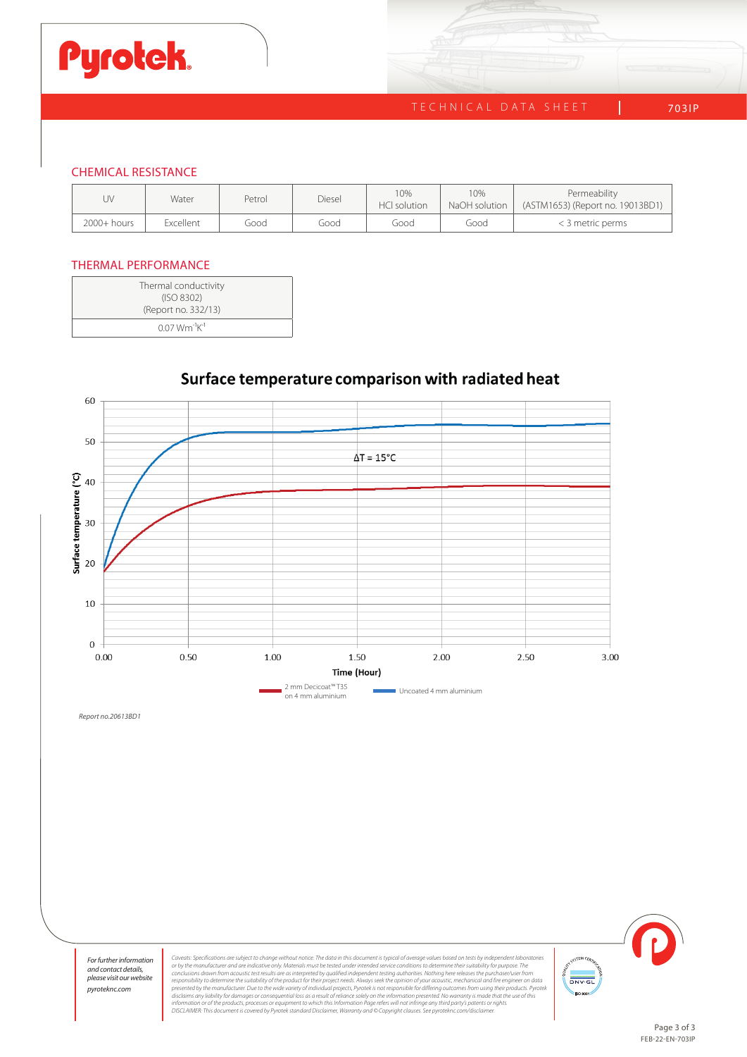## CHEMICAL RESISTANCE

| UV | Water | Petrol | Diesel | 10% HCl solution | 10% NaOH solution | Permeability (ASTM1653) (Report no. 19013BD1) |
|---|---|---|---|---|---|---|
| 2000+ hours | Excellent | Good | Good | Good | Good | < 3 metric perms |

## THERMAL PERFORMANCE

| Thermal conductivity (ISO 8302) (Report no. 332/13) |
|---|
| 0.07 $Wm^{-1}K^{-1}$ |

**Surface temperature comparison with radiated heat**

Surface temperature (°C)

60
50
40
30
20
10
0

0.00 0.50 1.00 1.50 2.00 2.50 3.00

Time (Hour)

ΔT = 15°C

2 mm Decicoat™ T35 on 4 mm aluminium

Uncoated 4 mm aluminium

*Report no.20613BD1*

*For further information and contact details, please visit our website*

*pyroteknc.com*

*Caveats: Specifications are subject to change without notice. The data in this document is typical of average values based on tests by independent laboratories or by the manufacturer and are indicative only. Materials must be tested under intended service conditions to determine their suitability for purpose. The conclusions drawn from acoustic test results are as interpreted by qualified independent testing authorities. Nothing here releases the purchaser/user from responsibility to determine the suitability of the product for their project needs. Always seek the opinion of your acoustic, mechanical and fire engineer on data presented by the manufacturer. Due to the wide variety of individual projects, Pyrotek is not responsible for differing outcomes from using their products. Pyrotek disclaims any liability for damages or consequential loss as a result of reliance solely on the information presented. No warranty is made that the use of this information or of the products, processes or equipment to which this Information Page refers will not infringe any third party's patents or rights. DISCLAIMER: This document is covered by Pyrotek standard Disclaimer, Warranty and © Copyright clauses. See pyroteknc.com/disclaimer.*

FEB-22-EN-703IP